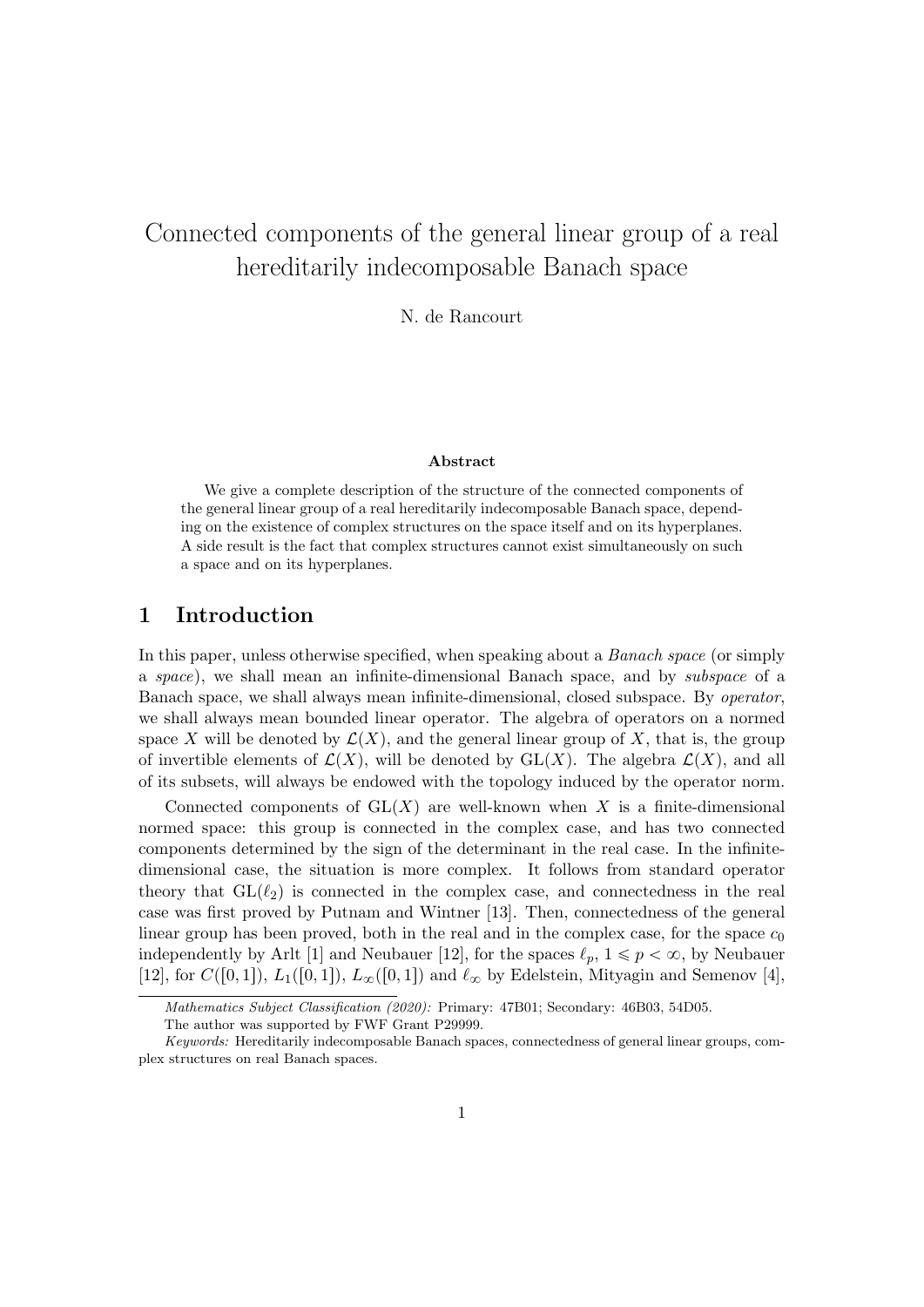# Connected components of the general linear group of a real hereditarily indecomposable Banach space

N. de Rancourt

**Abstract**

We give a complete description of the structure of the connected components of the general linear group of a real hereditarily indecomposable Banach space, depending on the existence of complex structures on the space itself and on its hyperplanes. A side result is the fact that complex structures cannot exist simultaneously on such a space and on its hyperplanes.

## 1 Introduction

In this paper, unless otherwise specified, when speaking about a *Banach space* (or simply a *space*), we shall mean an infinite-dimensional Banach space, and by *subspace* of a Banach space, we shall always mean infinite-dimensional, closed subspace. By *operator*, we shall always mean bounded linear operator. The algebra of operators on a normed space $X$ will be denoted by $\mathcal{L}(X)$, and the general linear group of $X$, that is, the group of invertible elements of $\mathcal{L}(X)$, will be denoted by $\mathrm{GL}(X)$. The algebra $\mathcal{L}(X)$, and all of its subsets, will always be endowed with the topology induced by the operator norm.

Connected components of $\mathrm{GL}(X)$ are well-known when $X$ is a finite-dimensional normed space: this group is connected in the complex case, and has two connected components determined by the sign of the determinant in the real case. In the infinite-dimensional case, the situation is more complex. It follows from standard operator theory that $\mathrm{GL}(\ell_2)$ is connected in the complex case, and connectedness in the real case was first proved by Putnam and Wintner [13]. Then, connectedness of the general linear group has been proved, both in the real and in the complex case, for the space $c_0$ independently by Arlt [1] and Neubauer [12], for the spaces $\ell_p$, $1 \leqslant p < \infty$, by Neubauer [12], for $C([0,1])$, $L_1([0,1])$, $L_\infty([0,1])$ and $\ell_\infty$ by Edelstein, Mityagin and Semenov [4],

---

*Mathematics Subject Classification (2020):* Primary: 47B01; Secondary: 46B03, 54D05.

The author was supported by FWF Grant P29999.

*Keywords:* Hereditarily indecomposable Banach spaces, connectedness of general linear groups, complex structures on real Banach spaces.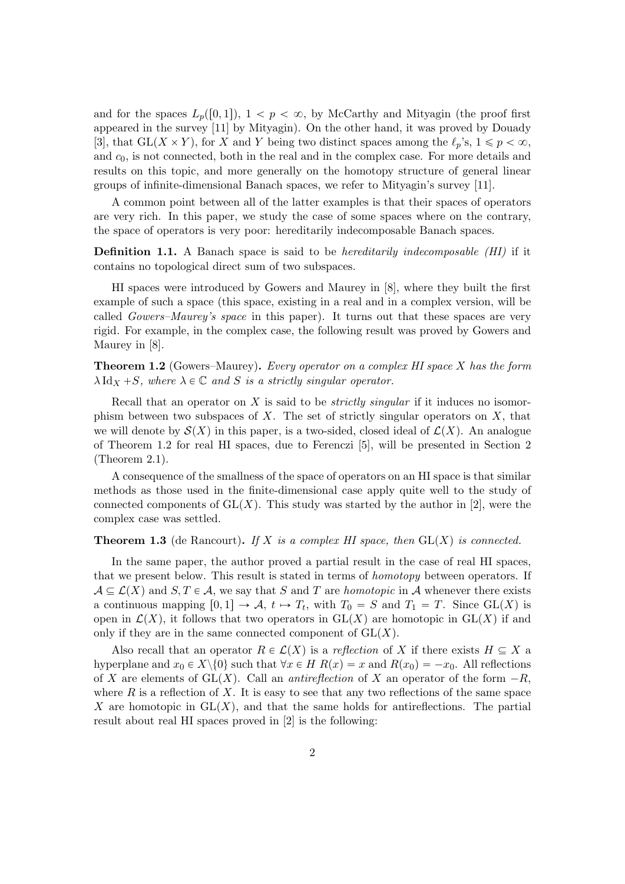and for the spaces $L_p([0,1])$, $1 < p < \infty$, by McCarthy and Mityagin (the proof first appeared in the survey [11] by Mityagin). On the other hand, it was proved by Douady [3], that $\mathrm{GL}(X \times Y)$, for $X$ and $Y$ being two distinct spaces among the $\ell_p$'s, $1 \leqslant p < \infty$, and $c_0$, is not connected, both in the real and in the complex case. For more details and results on this topic, and more generally on the homotopy structure of general linear groups of infinite-dimensional Banach spaces, we refer to Mityagin's survey [11].

A common point between all of the latter examples is that their spaces of operators are very rich. In this paper, we study the case of some spaces where on the contrary, the space of operators is very poor: hereditarily indecomposable Banach spaces.

**Definition 1.1.** A Banach space is said to be *hereditarily indecomposable (HI)* if it contains no topological direct sum of two subspaces.

HI spaces were introduced by Gowers and Maurey in [8], where they built the first example of such a space (this space, existing in a real and in a complex version, will be called *Gowers–Maurey's space* in this paper). It turns out that these spaces are very rigid. For example, in the complex case, the following result was proved by Gowers and Maurey in [8].

**Theorem 1.2** (Gowers–Maurey). *Every operator on a complex HI space $X$ has the form $\lambda \mathrm{Id}_X + S$, where $\lambda \in \mathbb{C}$ and $S$ is a strictly singular operator.*

Recall that an operator on $X$ is said to be *strictly singular* if it induces no isomorphism between two subspaces of $X$. The set of strictly singular operators on $X$, that we will denote by $\mathcal{S}(X)$ in this paper, is a two-sided, closed ideal of $\mathcal{L}(X)$. An analogue of Theorem 1.2 for real HI spaces, due to Ferenczi [5], will be presented in Section 2 (Theorem 2.1).

A consequence of the smallness of the space of operators on an HI space is that similar methods as those used in the finite-dimensional case apply quite well to the study of connected components of $\mathrm{GL}(X)$. This study was started by the author in [2], were the complex case was settled.

**Theorem 1.3** (de Rancourt). *If $X$ is a complex HI space, then $\mathrm{GL}(X)$ is connected.*

In the same paper, the author proved a partial result in the case of real HI spaces, that we present below. This result is stated in terms of *homotopy* between operators. If $\mathcal{A} \subseteq \mathcal{L}(X)$ and $S, T \in \mathcal{A}$, we say that $S$ and $T$ are *homotopic* in $\mathcal{A}$ whenever there exists a continuous mapping $[0,1] \to \mathcal{A}$, $t \mapsto T_t$, with $T_0 = S$ and $T_1 = T$. Since $\mathrm{GL}(X)$ is open in $\mathcal{L}(X)$, it follows that two operators in $\mathrm{GL}(X)$ are homotopic in $\mathrm{GL}(X)$ if and only if they are in the same connected component of $\mathrm{GL}(X)$.

Also recall that an operator $R \in \mathcal{L}(X)$ is a *reflection* of $X$ if there exists $H \subseteq X$ a hyperplane and $x_0 \in X \setminus \{0\}$ such that $\forall x \in H$ $R(x) = x$ and $R(x_0) = -x_0$. All reflections of $X$ are elements of $\mathrm{GL}(X)$. Call an *antireflection* of $X$ an operator of the form $-R$, where $R$ is a reflection of $X$. It is easy to see that any two reflections of the same space $X$ are homotopic in $\mathrm{GL}(X)$, and that the same holds for antireflections. The partial result about real HI spaces proved in [2] is the following: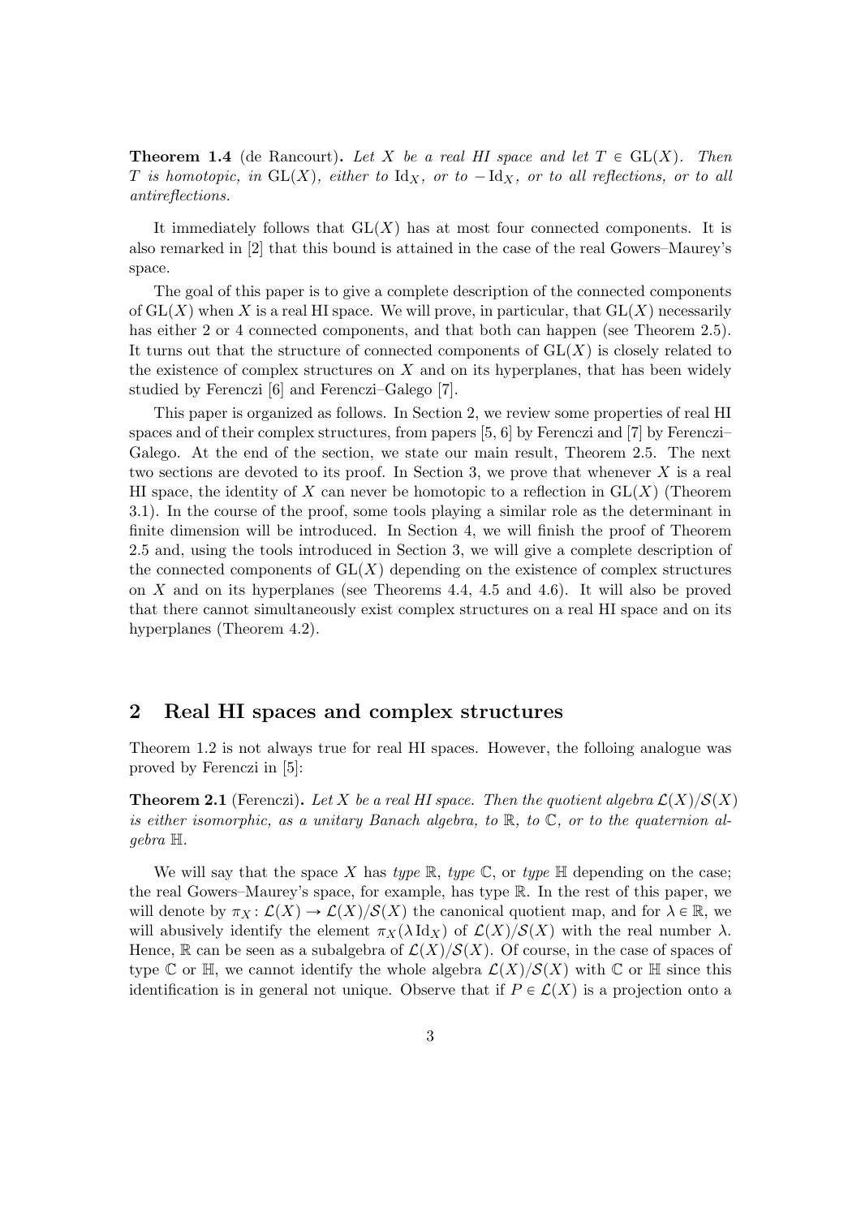**Theorem 1.4** (de Rancourt)**.** *Let $X$ be a real HI space and let $T \in \mathrm{GL}(X)$. Then $T$ is homotopic, in $\mathrm{GL}(X)$, either to $\mathrm{Id}_X$, or to $-\mathrm{Id}_X$, or to all reflections, or to all antireflections.*

It immediately follows that $\mathrm{GL}(X)$ has at most four connected components. It is also remarked in [2] that this bound is attained in the case of the real Gowers–Maurey's space.

The goal of this paper is to give a complete description of the connected components of $\mathrm{GL}(X)$ when $X$ is a real HI space. We will prove, in particular, that $\mathrm{GL}(X)$ necessarily has either 2 or 4 connected components, and that both can happen (see Theorem 2.5). It turns out that the structure of connected components of $\mathrm{GL}(X)$ is closely related to the existence of complex structures on $X$ and on its hyperplanes, that has been widely studied by Ferenczi [6] and Ferenczi–Galego [7].

This paper is organized as follows. In Section 2, we review some properties of real HI spaces and of their complex structures, from papers [5, 6] by Ferenczi and [7] by Ferenczi–Galego. At the end of the section, we state our main result, Theorem 2.5. The next two sections are devoted to its proof. In Section 3, we prove that whenever $X$ is a real HI space, the identity of $X$ can never be homotopic to a reflection in $\mathrm{GL}(X)$ (Theorem 3.1). In the course of the proof, some tools playing a similar role as the determinant in finite dimension will be introduced. In Section 4, we will finish the proof of Theorem 2.5 and, using the tools introduced in Section 3, we will give a complete description of the connected components of $\mathrm{GL}(X)$ depending on the existence of complex structures on $X$ and on its hyperplanes (see Theorems 4.4, 4.5 and 4.6). It will also be proved that there cannot simultaneously exist complex structures on a real HI space and on its hyperplanes (Theorem 4.2).

## 2 Real HI spaces and complex structures

Theorem 1.2 is not always true for real HI spaces. However, the folloing analogue was proved by Ferenczi in [5]:

**Theorem 2.1** (Ferenczi)**.** *Let $X$ be a real HI space. Then the quotient algebra $\mathcal{L}(X)/\mathcal{S}(X)$ is either isomorphic, as a unitary Banach algebra, to $\mathbb{R}$, to $\mathbb{C}$, or to the quaternion algebra $\mathbb{H}$.*

We will say that the space $X$ has *type* $\mathbb{R}$, *type* $\mathbb{C}$, or *type* $\mathbb{H}$ depending on the case; the real Gowers–Maurey's space, for example, has type $\mathbb{R}$. In the rest of this paper, we will denote by $\pi_X \colon \mathcal{L}(X) \to \mathcal{L}(X)/\mathcal{S}(X)$ the canonical quotient map, and for $\lambda \in \mathbb{R}$, we will abusively identify the element $\pi_X(\lambda \mathrm{Id}_X)$ of $\mathcal{L}(X)/\mathcal{S}(X)$ with the real number $\lambda$. Hence, $\mathbb{R}$ can be seen as a subalgebra of $\mathcal{L}(X)/\mathcal{S}(X)$. Of course, in the case of spaces of type $\mathbb{C}$ or $\mathbb{H}$, we cannot identify the whole algebra $\mathcal{L}(X)/\mathcal{S}(X)$ with $\mathbb{C}$ or $\mathbb{H}$ since this identification is in general not unique. Observe that if $P \in \mathcal{L}(X)$ is a projection onto a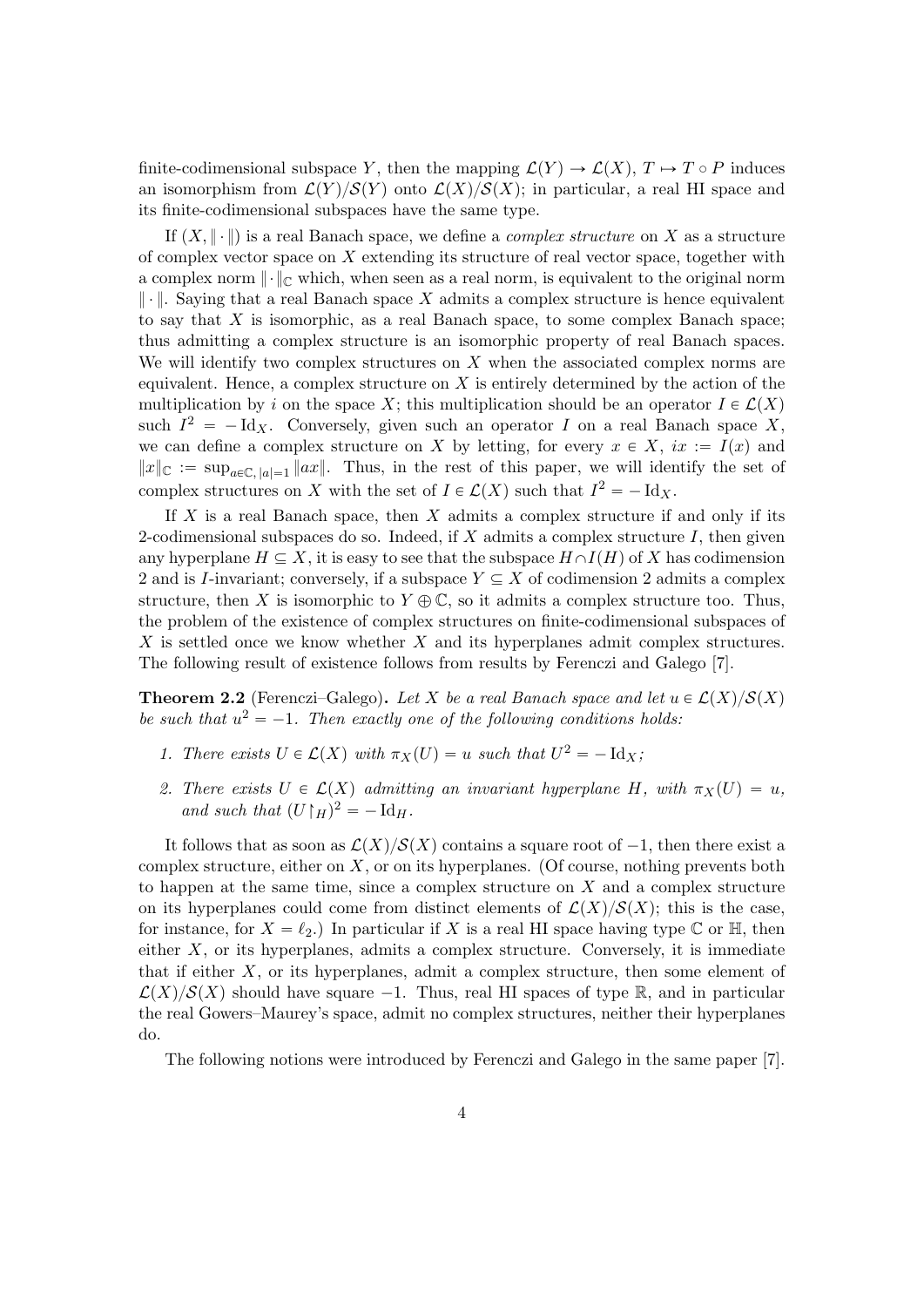finite-codimensional subspace $Y$, then the mapping $\mathcal{L}(Y) \to \mathcal{L}(X)$, $T \mapsto T \circ P$ induces an isomorphism from $\mathcal{L}(Y)/\mathcal{S}(Y)$ onto $\mathcal{L}(X)/\mathcal{S}(X)$; in particular, a real HI space and its finite-codimensional subspaces have the same type.

If $(X, \|\cdot\|)$ is a real Banach space, we define a *complex structure* on $X$ as a structure of complex vector space on $X$ extending its structure of real vector space, together with a complex norm $\|\cdot\|_{\mathbb{C}}$ which, when seen as a real norm, is equivalent to the original norm $\|\cdot\|$. Saying that a real Banach space $X$ admits a complex structure is hence equivalent to say that $X$ is isomorphic, as a real Banach space, to some complex Banach space; thus admitting a complex structure is an isomorphic property of real Banach spaces. We will identify two complex structures on $X$ when the associated complex norms are equivalent. Hence, a complex structure on $X$ is entirely determined by the action of the multiplication by $i$ on the space $X$; this multiplication should be an operator $I \in \mathcal{L}(X)$ such $I^2 = -\operatorname{Id}_X$. Conversely, given such an operator $I$ on a real Banach space $X$, we can define a complex structure on $X$ by letting, for every $x \in X$, $ix := I(x)$ and $\|x\|_{\mathbb{C}} := \sup_{a \in \mathbb{C},\, |a|=1} \|ax\|$. Thus, in the rest of this paper, we will identify the set of complex structures on $X$ with the set of $I \in \mathcal{L}(X)$ such that $I^2 = -\operatorname{Id}_X$.

If $X$ is a real Banach space, then $X$ admits a complex structure if and only if its 2-codimensional subspaces do so. Indeed, if $X$ admits a complex structure $I$, then given any hyperplane $H \subseteq X$, it is easy to see that the subspace $H \cap I(H)$ of $X$ has codimension 2 and is $I$-invariant; conversely, if a subspace $Y \subseteq X$ of codimension 2 admits a complex structure, then $X$ is isomorphic to $Y \oplus \mathbb{C}$, so it admits a complex structure too. Thus, the problem of the existence of complex structures on finite-codimensional subspaces of $X$ is settled once we know whether $X$ and its hyperplanes admit complex structures. The following result of existence follows from results by Ferenczi and Galego [7].

**Theorem 2.2** (Ferenczi–Galego)**.** *Let $X$ be a real Banach space and let $u \in \mathcal{L}(X)/\mathcal{S}(X)$ be such that $u^2 = -1$. Then exactly one of the following conditions holds:*

1. *There exists $U \in \mathcal{L}(X)$ with $\pi_X(U) = u$ such that $U^2 = -\operatorname{Id}_X$;*
2. *There exists $U \in \mathcal{L}(X)$ admitting an invariant hyperplane $H$, with $\pi_X(U) = u$, and such that $(U\restriction_H)^2 = -\operatorname{Id}_H$.*

It follows that as soon as $\mathcal{L}(X)/\mathcal{S}(X)$ contains a square root of $-1$, then there exist a complex structure, either on $X$, or on its hyperplanes. (Of course, nothing prevents both to happen at the same time, since a complex structure on $X$ and a complex structure on its hyperplanes could come from distinct elements of $\mathcal{L}(X)/\mathcal{S}(X)$; this is the case, for instance, for $X = \ell_2$.) In particular if $X$ is a real HI space having type $\mathbb{C}$ or $\mathbb{H}$, then either $X$, or its hyperplanes, admits a complex structure. Conversely, it is immediate that if either $X$, or its hyperplanes, admit a complex structure, then some element of $\mathcal{L}(X)/\mathcal{S}(X)$ should have square $-1$. Thus, real HI spaces of type $\mathbb{R}$, and in particular the real Gowers–Maurey's space, admit no complex structures, neither their hyperplanes do.

The following notions were introduced by Ferenczi and Galego in the same paper [7].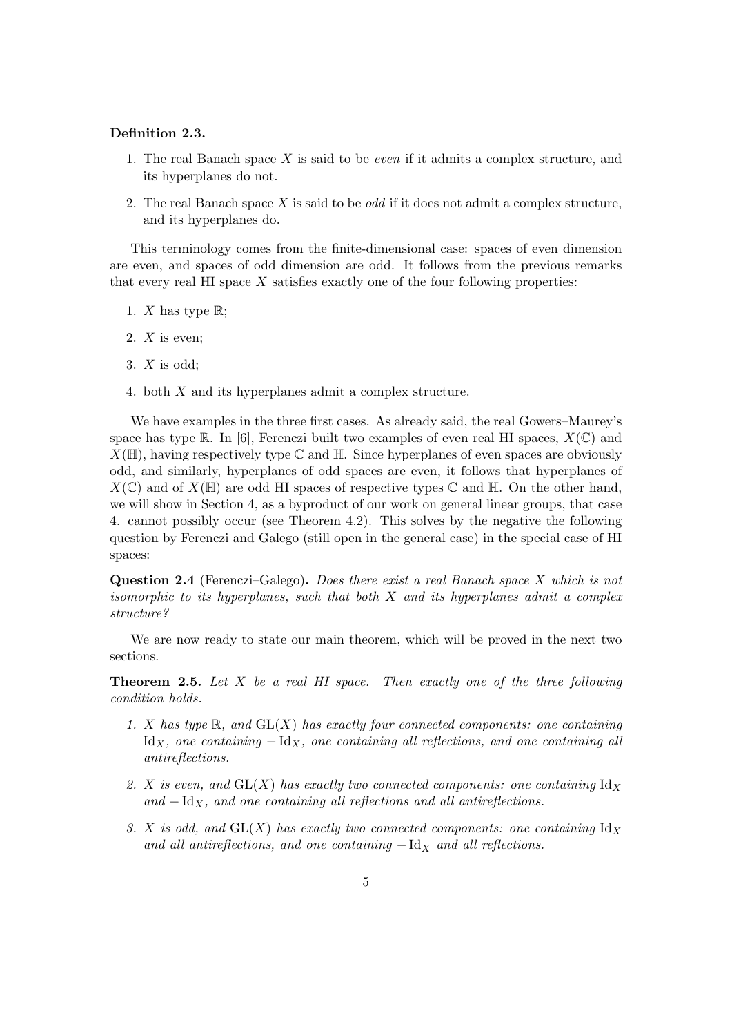**Definition 2.3.**

1. The real Banach space $X$ is said to be *even* if it admits a complex structure, and its hyperplanes do not.
2. The real Banach space $X$ is said to be *odd* if it does not admit a complex structure, and its hyperplanes do.

This terminology comes from the finite-dimensional case: spaces of even dimension are even, and spaces of odd dimension are odd. It follows from the previous remarks that every real HI space $X$ satisfies exactly one of the four following properties:

1. $X$ has type $\mathbb{R}$;
2. $X$ is even;
3. $X$ is odd;
4. both $X$ and its hyperplanes admit a complex structure.

We have examples in the three first cases. As already said, the real Gowers–Maurey's space has type $\mathbb{R}$. In [6], Ferenczi built two examples of even real HI spaces, $X(\mathbb{C})$ and $X(\mathbb{H})$, having respectively type $\mathbb{C}$ and $\mathbb{H}$. Since hyperplanes of even spaces are obviously odd, and similarly, hyperplanes of odd spaces are even, it follows that hyperplanes of $X(\mathbb{C})$ and of $X(\mathbb{H})$ are odd HI spaces of respective types $\mathbb{C}$ and $\mathbb{H}$. On the other hand, we will show in Section 4, as a byproduct of our work on general linear groups, that case 4. cannot possibly occur (see Theorem 4.2). This solves by the negative the following question by Ferenczi and Galego (still open in the general case) in the special case of HI spaces:

**Question 2.4** (Ferenczi–Galego)**.** *Does there exist a real Banach space $X$ which is not isomorphic to its hyperplanes, such that both $X$ and its hyperplanes admit a complex structure?*

We are now ready to state our main theorem, which will be proved in the next two sections.

**Theorem 2.5.** *Let $X$ be a real HI space. Then exactly one of the three following condition holds.*

1. *$X$ has type $\mathbb{R}$, and $\mathrm{GL}(X)$ has exactly four connected components: one containing $\mathrm{Id}_X$, one containing $-\mathrm{Id}_X$, one containing all reflections, and one containing all antireflections.*
2. *$X$ is even, and $\mathrm{GL}(X)$ has exactly two connected components: one containing $\mathrm{Id}_X$ and $-\mathrm{Id}_X$, and one containing all reflections and all antireflections.*
3. *$X$ is odd, and $\mathrm{GL}(X)$ has exactly two connected components: one containing $\mathrm{Id}_X$ and all antireflections, and one containing $-\mathrm{Id}_X$ and all reflections.*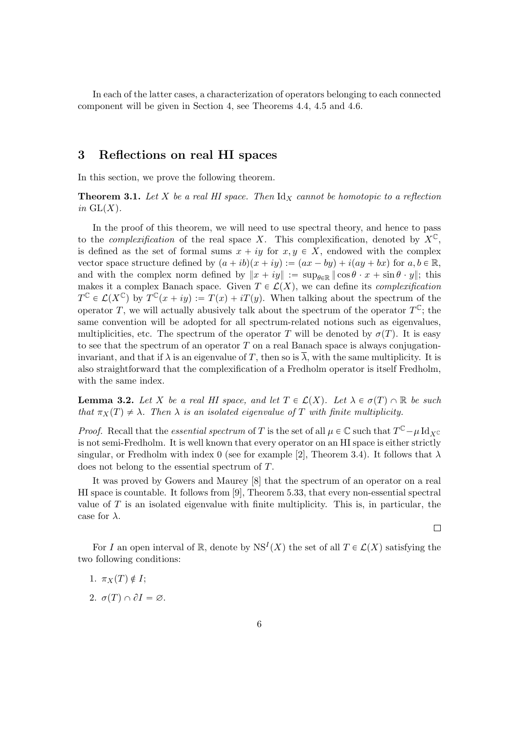In each of the latter cases, a characterization of operators belonging to each connected component will be given in Section 4, see Theorems 4.4, 4.5 and 4.6.

## 3 Reflections on real HI spaces

In this section, we prove the following theorem.

**Theorem 3.1.** *Let $X$ be a real HI space. Then $\mathrm{Id}_X$ cannot be homotopic to a reflection in $\mathrm{GL}(X)$.*

In the proof of this theorem, we will need to use spectral theory, and hence to pass to the *complexification* of the real space $X$. This complexification, denoted by $X^{\mathbb{C}}$, is defined as the set of formal sums $x + iy$ for $x, y \in X$, endowed with the complex vector space structure defined by $(a + ib)(x + iy) := (ax - by) + i(ay + bx)$ for $a, b \in \mathbb{R}$, and with the complex norm defined by $\|x + iy\| := \sup_{\theta \in \mathbb{R}} \|\cos\theta \cdot x + \sin\theta \cdot y\|$; this makes it a complex Banach space. Given $T \in \mathcal{L}(X)$, we can define its *complexification* $T^{\mathbb{C}} \in \mathcal{L}(X^{\mathbb{C}})$ by $T^{\mathbb{C}}(x + iy) := T(x) + iT(y)$. When talking about the spectrum of the operator $T$, we will actually abusively talk about the spectrum of the operator $T^{\mathbb{C}}$; the same convention will be adopted for all spectrum-related notions such as eigenvalues, multiplicities, etc. The spectrum of the operator $T$ will be denoted by $\sigma(T)$. It is easy to see that the spectrum of an operator $T$ on a real Banach space is always conjugation-invariant, and that if $\lambda$ is an eigenvalue of $T$, then so is $\overline{\lambda}$, with the same multiplicity. It is also straightforward that the complexification of a Fredholm operator is itself Fredholm, with the same index.

**Lemma 3.2.** *Let $X$ be a real HI space, and let $T \in \mathcal{L}(X)$. Let $\lambda \in \sigma(T) \cap \mathbb{R}$ be such that $\pi_X(T) \neq \lambda$. Then $\lambda$ is an isolated eigenvalue of $T$ with finite multiplicity.*

*Proof.* Recall that the *essential spectrum* of $T$ is the set of all $\mu \in \mathbb{C}$ such that $T^{\mathbb{C}} - \mu \,\mathrm{Id}_{X^{\mathbb{C}}}$ is not semi-Fredholm. It is well known that every operator on an HI space is either strictly singular, or Fredholm with index 0 (see for example [2], Theorem 3.4). It follows that $\lambda$ does not belong to the essential spectrum of $T$.

It was proved by Gowers and Maurey [8] that the spectrum of an operator on a real HI space is countable. It follows from [9], Theorem 5.33, that every non-essential spectral value of $T$ is an isolated eigenvalue with finite multiplicity. This is, in particular, the case for $\lambda$.

□

For $I$ an open interval of $\mathbb{R}$, denote by $\mathrm{NS}^I(X)$ the set of all $T \in \mathcal{L}(X)$ satisfying the two following conditions:

1. $\pi_X(T) \notin I$;
2. $\sigma(T) \cap \partial I = \varnothing$.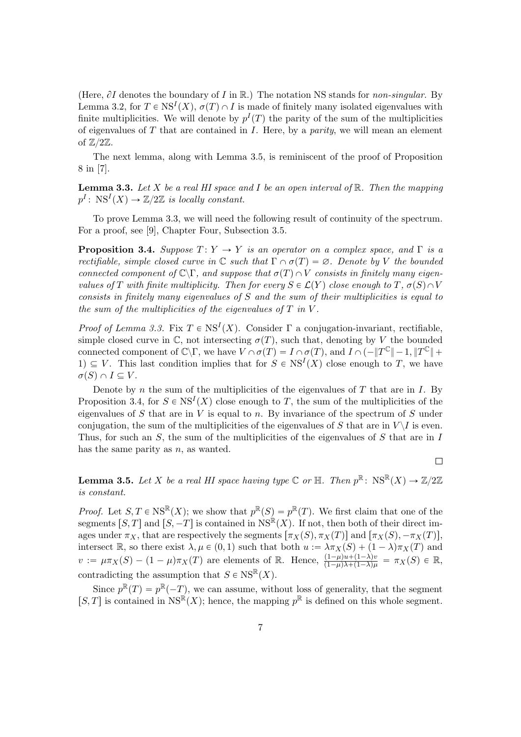(Here, $\partial I$ denotes the boundary of $I$ in $\mathbb{R}$.) The notation NS stands for *non-singular*. By Lemma 3.2, for $T \in \mathrm{NS}^I(X)$, $\sigma(T) \cap I$ is made of finitely many isolated eigenvalues with finite multiplicities. We will denote by $p^I(T)$ the parity of the sum of the multiplicities of eigenvalues of $T$ that are contained in $I$. Here, by a *parity*, we will mean an element of $\mathbb{Z}/2\mathbb{Z}$.

The next lemma, along with Lemma 3.5, is reminiscent of the proof of Proposition 8 in [7].

**Lemma 3.3.** *Let $X$ be a real HI space and $I$ be an open interval of $\mathbb{R}$. Then the mapping $p^I \colon \mathrm{NS}^I(X) \to \mathbb{Z}/2\mathbb{Z}$ is locally constant.*

To prove Lemma 3.3, we will need the following result of continuity of the spectrum. For a proof, see [9], Chapter Four, Subsection 3.5.

**Proposition 3.4.** *Suppose $T \colon Y \to Y$ is an operator on a complex space, and $\Gamma$ is a rectifiable, simple closed curve in $\mathbb{C}$ such that $\Gamma \cap \sigma(T) = \varnothing$. Denote by $V$ the bounded connected component of $\mathbb{C}\backslash\Gamma$, and suppose that $\sigma(T) \cap V$ consists in finitely many eigenvalues of $T$ with finite multiplicity. Then for every $S \in \mathcal{L}(Y)$ close enough to $T$, $\sigma(S) \cap V$ consists in finitely many eigenvalues of $S$ and the sum of their multiplicities is equal to the sum of the multiplicities of the eigenvalues of $T$ in $V$.*

*Proof of Lemma 3.3.* Fix $T \in \mathrm{NS}^I(X)$. Consider $\Gamma$ a conjugation-invariant, rectifiable, simple closed curve in $\mathbb{C}$, not intersecting $\sigma(T)$, such that, denoting by $V$ the bounded connected component of $\mathbb{C}\backslash\Gamma$, we have $V \cap \sigma(T) = I \cap \sigma(T)$, and $I \cap (-\|T^{\mathbb{C}}\| - 1, \|T^{\mathbb{C}}\| + 1) \subseteq V$. This last condition implies that for $S \in \mathrm{NS}^I(X)$ close enough to $T$, we have $\sigma(S) \cap I \subseteq V$.

Denote by $n$ the sum of the multiplicities of the eigenvalues of $T$ that are in $I$. By Proposition 3.4, for $S \in \mathrm{NS}^I(X)$ close enough to $T$, the sum of the multiplicities of the eigenvalues of $S$ that are in $V$ is equal to $n$. By invariance of the spectrum of $S$ under conjugation, the sum of the multiplicities of the eigenvalues of $S$ that are in $V\backslash I$ is even. Thus, for such an $S$, the sum of the multiplicities of the eigenvalues of $S$ that are in $I$ has the same parity as $n$, as wanted.

$\square$

**Lemma 3.5.** *Let $X$ be a real HI space having type $\mathbb{C}$ or $\mathbb{H}$. Then $p^{\mathbb{R}} \colon \mathrm{NS}^{\mathbb{R}}(X) \to \mathbb{Z}/2\mathbb{Z}$ is constant.*

*Proof.* Let $S, T \in \mathrm{NS}^{\mathbb{R}}(X)$; we show that $p^{\mathbb{R}}(S) = p^{\mathbb{R}}(T)$. We first claim that one of the segments $[S, T]$ and $[S, -T]$ is contained in $\mathrm{NS}^{\mathbb{R}}(X)$. If not, then both of their direct images under $\pi_X$, that are respectively the segments $[\pi_X(S), \pi_X(T)]$ and $[\pi_X(S), -\pi_X(T)]$, intersect $\mathbb{R}$, so there exist $\lambda, \mu \in (0, 1)$ such that both $u := \lambda\pi_X(S) + (1-\lambda)\pi_X(T)$ and $v := \mu\pi_X(S) - (1-\mu)\pi_X(T)$ are elements of $\mathbb{R}$. Hence, $\frac{(1-\mu)u+(1-\lambda)v}{(1-\mu)\lambda+(1-\lambda)\mu} = \pi_X(S) \in \mathbb{R}$, contradicting the assumption that $S \in \mathrm{NS}^{\mathbb{R}}(X)$.

Since $p^{\mathbb{R}}(T) = p^{\mathbb{R}}(-T)$, we can assume, without loss of generality, that the segment $[S, T]$ is contained in $\mathrm{NS}^{\mathbb{R}}(X)$; hence, the mapping $p^{\mathbb{R}}$ is defined on this whole segment.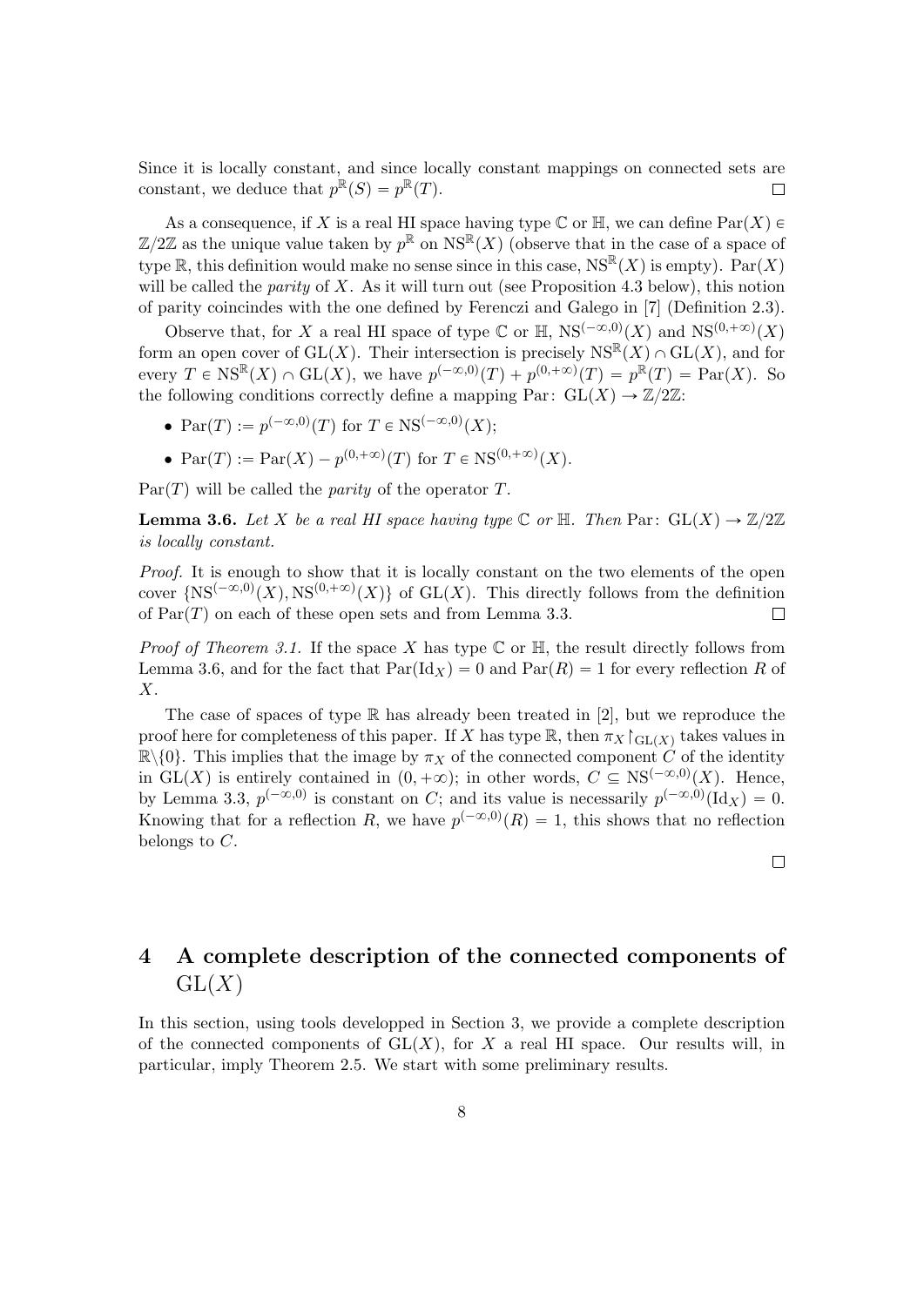Since it is locally constant, and since locally constant mappings on connected sets are constant, we deduce that $p^{\mathbb{R}}(S) = p^{\mathbb{R}}(T)$. $\square$

As a consequence, if $X$ is a real HI space having type $\mathbb{C}$ or $\mathbb{H}$, we can define $\mathrm{Par}(X) \in \mathbb{Z}/2\mathbb{Z}$ as the unique value taken by $p^{\mathbb{R}}$ on $\mathrm{NS}^{\mathbb{R}}(X)$ (observe that in the case of a space of type $\mathbb{R}$, this definition would make no sense since in this case, $\mathrm{NS}^{\mathbb{R}}(X)$ is empty). $\mathrm{Par}(X)$ will be called the *parity* of $X$. As it will turn out (see Proposition 4.3 below), this notion of parity coincindes with the one defined by Ferenczi and Galego in [7] (Definition 2.3).

Observe that, for $X$ a real HI space of type $\mathbb{C}$ or $\mathbb{H}$, $\mathrm{NS}^{(-\infty,0)}(X)$ and $\mathrm{NS}^{(0,+\infty)}(X)$ form an open cover of $\mathrm{GL}(X)$. Their intersection is precisely $\mathrm{NS}^{\mathbb{R}}(X) \cap \mathrm{GL}(X)$, and for every $T \in \mathrm{NS}^{\mathbb{R}}(X) \cap \mathrm{GL}(X)$, we have $p^{(-\infty,0)}(T) + p^{(0,+\infty)}(T) = p^{\mathbb{R}}(T) = \mathrm{Par}(X)$. So the following conditions correctly define a mapping $\mathrm{Par}\colon \mathrm{GL}(X) \to \mathbb{Z}/2\mathbb{Z}$:

- $\mathrm{Par}(T) := p^{(-\infty,0)}(T)$ for $T \in \mathrm{NS}^{(-\infty,0)}(X)$;
- $\mathrm{Par}(T) := \mathrm{Par}(X) - p^{(0,+\infty)}(T)$ for $T \in \mathrm{NS}^{(0,+\infty)}(X)$.

$\mathrm{Par}(T)$ will be called the *parity* of the operator $T$.

**Lemma 3.6.** *Let $X$ be a real HI space having type $\mathbb{C}$ or $\mathbb{H}$. Then $\mathrm{Par}\colon \mathrm{GL}(X) \to \mathbb{Z}/2\mathbb{Z}$ is locally constant.*

*Proof.* It is enough to show that it is locally constant on the two elements of the open cover $\{\mathrm{NS}^{(-\infty,0)}(X), \mathrm{NS}^{(0,+\infty)}(X)\}$ of $\mathrm{GL}(X)$. This directly follows from the definition of $\mathrm{Par}(T)$ on each of these open sets and from Lemma 3.3. $\square$

*Proof of Theorem 3.1.* If the space $X$ has type $\mathbb{C}$ or $\mathbb{H}$, the result directly follows from Lemma 3.6, and for the fact that $\mathrm{Par}(\mathrm{Id}_X) = 0$ and $\mathrm{Par}(R) = 1$ for every reflection $R$ of $X$.

The case of spaces of type $\mathbb{R}$ has already been treated in [2], but we reproduce the proof here for completeness of this paper. If $X$ has type $\mathbb{R}$, then $\pi_X \restriction_{\mathrm{GL}(X)}$ takes values in $\mathbb{R}\backslash\{0\}$. This implies that the image by $\pi_X$ of the connected component $C$ of the identity in $\mathrm{GL}(X)$ is entirely contained in $(0, +\infty)$; in other words, $C \subseteq \mathrm{NS}^{(-\infty,0)}(X)$. Hence, by Lemma 3.3, $p^{(-\infty,0)}$ is constant on $C$; and its value is necessarily $p^{(-\infty,0)}(\mathrm{Id}_X) = 0$. Knowing that for a reflection $R$, we have $p^{(-\infty,0)}(R) = 1$, this shows that no reflection belongs to $C$.

$\square$

## 4 A complete description of the connected components of $\mathrm{GL}(X)$

In this section, using tools developped in Section 3, we provide a complete description of the connected components of $\mathrm{GL}(X)$, for $X$ a real HI space. Our results will, in particular, imply Theorem 2.5. We start with some preliminary results.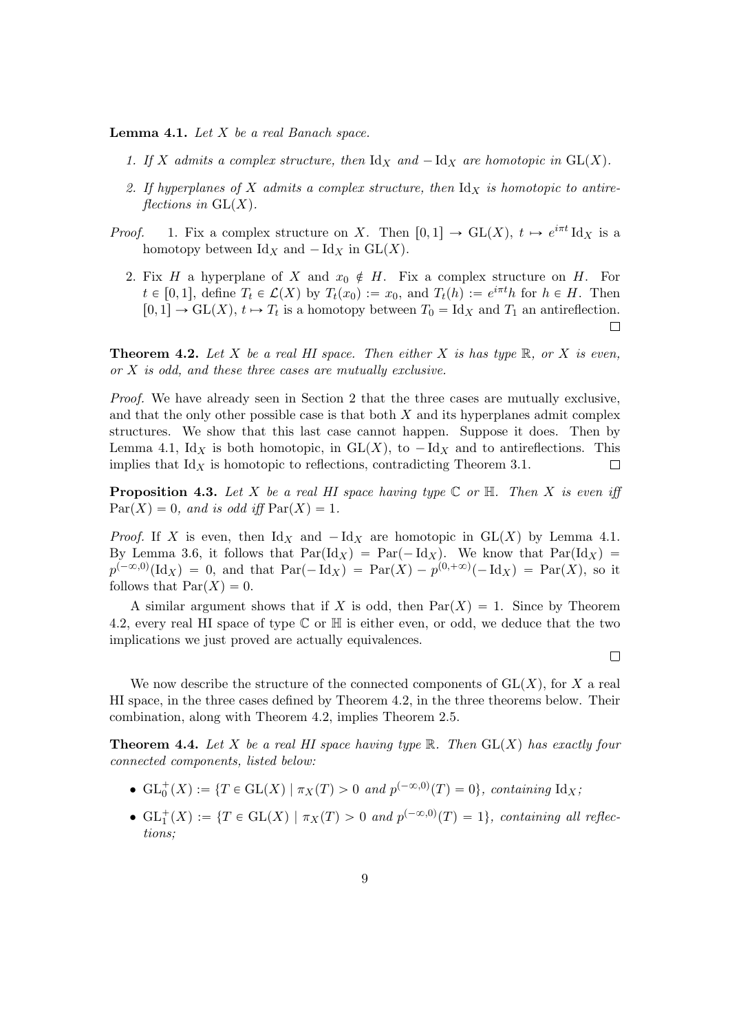**Lemma 4.1.** *Let $X$ be a real Banach space.*

1. *If $X$ admits a complex structure, then $\mathrm{Id}_X$ and $-\mathrm{Id}_X$ are homotopic in $\mathrm{GL}(X)$.*
2. *If hyperplanes of $X$ admits a complex structure, then $\mathrm{Id}_X$ is homotopic to antireflections in $\mathrm{GL}(X)$.*

*Proof.*

1. Fix a complex structure on $X$. Then $[0,1] \to \mathrm{GL}(X)$, $t \mapsto e^{i\pi t}\,\mathrm{Id}_X$ is a homotopy between $\mathrm{Id}_X$ and $-\mathrm{Id}_X$ in $\mathrm{GL}(X)$.
2. Fix $H$ a hyperplane of $X$ and $x_0 \notin H$. Fix a complex structure on $H$. For $t \in [0,1]$, define $T_t \in \mathcal{L}(X)$ by $T_t(x_0) := x_0$, and $T_t(h) := e^{i\pi t}h$ for $h \in H$. Then $[0,1] \to \mathrm{GL}(X)$, $t \mapsto T_t$ is a homotopy between $T_0 = \mathrm{Id}_X$ and $T_1$ an antireflection. □

**Theorem 4.2.** *Let $X$ be a real HI space. Then either $X$ is has type $\mathbb{R}$, or $X$ is even, or $X$ is odd, and these three cases are mutually exclusive.*

*Proof.* We have already seen in Section 2 that the three cases are mutually exclusive, and that the only other possible case is that both $X$ and its hyperplanes admit complex structures. We show that this last case cannot happen. Suppose it does. Then by Lemma 4.1, $\mathrm{Id}_X$ is both homotopic, in $\mathrm{GL}(X)$, to $-\mathrm{Id}_X$ and to antireflections. This implies that $\mathrm{Id}_X$ is homotopic to reflections, contradicting Theorem 3.1. □

**Proposition 4.3.** *Let $X$ be a real HI space having type $\mathbb{C}$ or $\mathbb{H}$. Then $X$ is even iff $\mathrm{Par}(X) = 0$, and is odd iff $\mathrm{Par}(X) = 1$.*

*Proof.* If $X$ is even, then $\mathrm{Id}_X$ and $-\mathrm{Id}_X$ are homotopic in $\mathrm{GL}(X)$ by Lemma 4.1. By Lemma 3.6, it follows that $\mathrm{Par}(\mathrm{Id}_X) = \mathrm{Par}(-\mathrm{Id}_X)$. We know that $\mathrm{Par}(\mathrm{Id}_X) = p^{(-\infty,0)}(\mathrm{Id}_X) = 0$, and that $\mathrm{Par}(-\mathrm{Id}_X) = \mathrm{Par}(X) - p^{(0,+\infty)}(-\mathrm{Id}_X) = \mathrm{Par}(X)$, so it follows that $\mathrm{Par}(X) = 0$.

A similar argument shows that if $X$ is odd, then $\mathrm{Par}(X) = 1$. Since by Theorem 4.2, every real HI space of type $\mathbb{C}$ or $\mathbb{H}$ is either even, or odd, we deduce that the two implications we just proved are actually equivalences.

□

We now describe the structure of the connected components of $\mathrm{GL}(X)$, for $X$ a real HI space, in the three cases defined by Theorem 4.2, in the three theorems below. Their combination, along with Theorem 4.2, implies Theorem 2.5.

**Theorem 4.4.** *Let $X$ be a real HI space having type $\mathbb{R}$. Then $\mathrm{GL}(X)$ has exactly four connected components, listed below:*

- $\mathrm{GL}_0^+(X) := \{T \in \mathrm{GL}(X) \mid \pi_X(T) > 0$ *and* $p^{(-\infty,0)}(T) = 0\}$*, containing* $\mathrm{Id}_X$*;*
- $\mathrm{GL}_1^+(X) := \{T \in \mathrm{GL}(X) \mid \pi_X(T) > 0$ *and* $p^{(-\infty,0)}(T) = 1\}$*, containing all reflections;*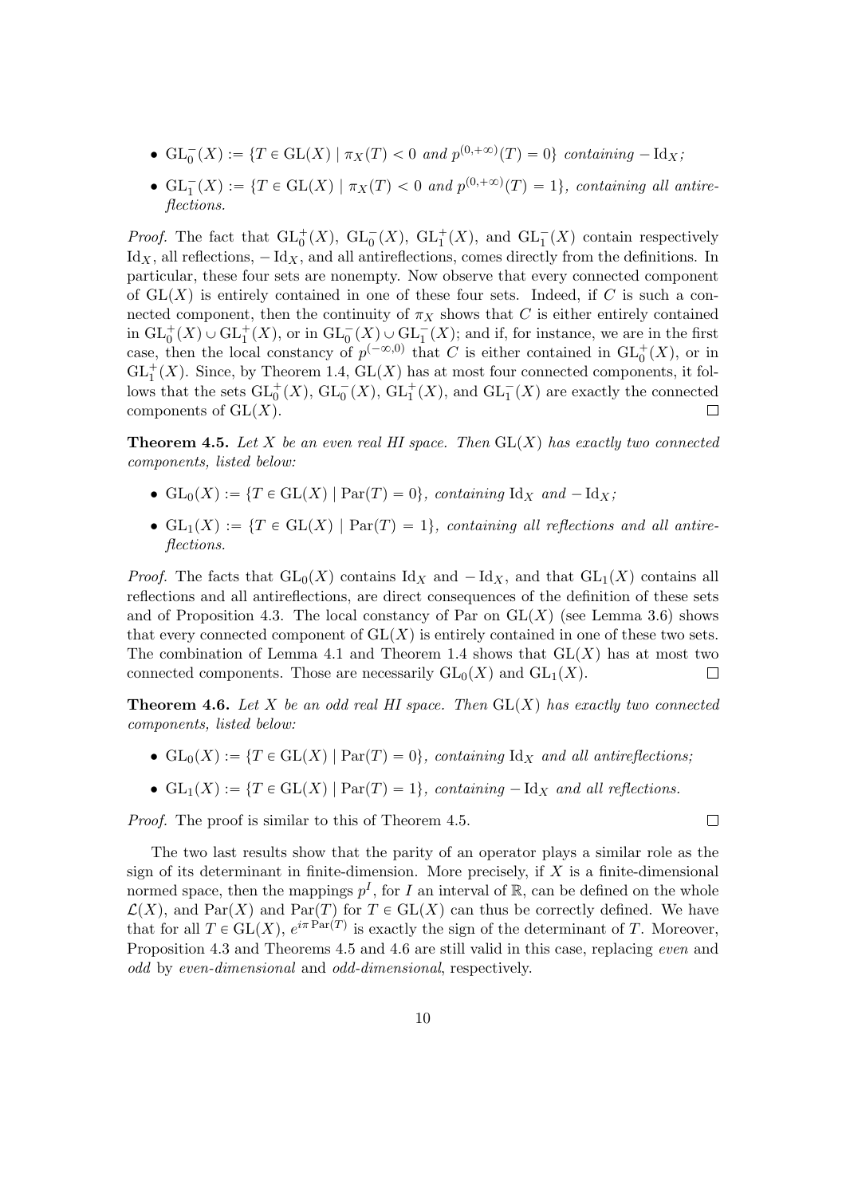- $\mathrm{GL}_0^-(X) := \{T \in \mathrm{GL}(X) \mid \pi_X(T) < 0$ *and* $p^{(0,+\infty)}(T) = 0\}$ *containing* $-\mathrm{Id}_X$*;*
- $\mathrm{GL}_1^-(X) := \{T \in \mathrm{GL}(X) \mid \pi_X(T) < 0$ *and* $p^{(0,+\infty)}(T) = 1\}$*, containing all antireflections.*

*Proof.* The fact that $\mathrm{GL}_0^+(X)$, $\mathrm{GL}_0^-(X)$, $\mathrm{GL}_1^+(X)$, and $\mathrm{GL}_1^-(X)$ contain respectively $\mathrm{Id}_X$, all reflections, $-\mathrm{Id}_X$, and all antireflections, comes directly from the definitions. In particular, these four sets are nonempty. Now observe that every connected component of $\mathrm{GL}(X)$ is entirely contained in one of these four sets. Indeed, if $C$ is such a connected component, then the continuity of $\pi_X$ shows that $C$ is either entirely contained in $\mathrm{GL}_0^+(X) \cup \mathrm{GL}_1^+(X)$, or in $\mathrm{GL}_0^-(X) \cup \mathrm{GL}_1^-(X)$; and if, for instance, we are in the first case, then the local constancy of $p^{(-\infty,0)}$ that $C$ is either contained in $\mathrm{GL}_0^+(X)$, or in $\mathrm{GL}_1^+(X)$. Since, by Theorem 1.4, $\mathrm{GL}(X)$ has at most four connected components, it follows that the sets $\mathrm{GL}_0^+(X)$, $\mathrm{GL}_0^-(X)$, $\mathrm{GL}_1^+(X)$, and $\mathrm{GL}_1^-(X)$ are exactly the connected components of $\mathrm{GL}(X)$. $\square$

**Theorem 4.5.** *Let $X$ be an even real HI space. Then $\mathrm{GL}(X)$ has exactly two connected components, listed below:*

- $\mathrm{GL}_0(X) := \{T \in \mathrm{GL}(X) \mid \mathrm{Par}(T) = 0\}$*, containing* $\mathrm{Id}_X$ *and* $-\mathrm{Id}_X$*;*
- $\mathrm{GL}_1(X) := \{T \in \mathrm{GL}(X) \mid \mathrm{Par}(T) = 1\}$*, containing all reflections and all antireflections.*

*Proof.* The facts that $\mathrm{GL}_0(X)$ contains $\mathrm{Id}_X$ and $-\mathrm{Id}_X$, and that $\mathrm{GL}_1(X)$ contains all reflections and all antireflections, are direct consequences of the definition of these sets and of Proposition 4.3. The local constancy of Par on $\mathrm{GL}(X)$ (see Lemma 3.6) shows that every connected component of $\mathrm{GL}(X)$ is entirely contained in one of these two sets. The combination of Lemma 4.1 and Theorem 1.4 shows that $\mathrm{GL}(X)$ has at most two connected components. Those are necessarily $\mathrm{GL}_0(X)$ and $\mathrm{GL}_1(X)$. $\square$

**Theorem 4.6.** *Let $X$ be an odd real HI space. Then $\mathrm{GL}(X)$ has exactly two connected components, listed below:*

- $\mathrm{GL}_0(X) := \{T \in \mathrm{GL}(X) \mid \mathrm{Par}(T) = 0\}$*, containing* $\mathrm{Id}_X$ *and all antireflections;*
- $\mathrm{GL}_1(X) := \{T \in \mathrm{GL}(X) \mid \mathrm{Par}(T) = 1\}$*, containing* $-\mathrm{Id}_X$ *and all reflections.*

*Proof.* The proof is similar to this of Theorem 4.5. $\square$

The two last results show that the parity of an operator plays a similar role as the sign of its determinant in finite-dimension. More precisely, if $X$ is a finite-dimensional normed space, then the mappings $p^I$, for $I$ an interval of $\mathbb{R}$, can be defined on the whole $\mathcal{L}(X)$, and $\mathrm{Par}(X)$ and $\mathrm{Par}(T)$ for $T \in \mathrm{GL}(X)$ can thus be correctly defined. We have that for all $T \in \mathrm{GL}(X)$, $e^{i\pi \mathrm{Par}(T)}$ is exactly the sign of the determinant of $T$. Moreover, Proposition 4.3 and Theorems 4.5 and 4.6 are still valid in this case, replacing *even* and *odd* by *even-dimensional* and *odd-dimensional*, respectively.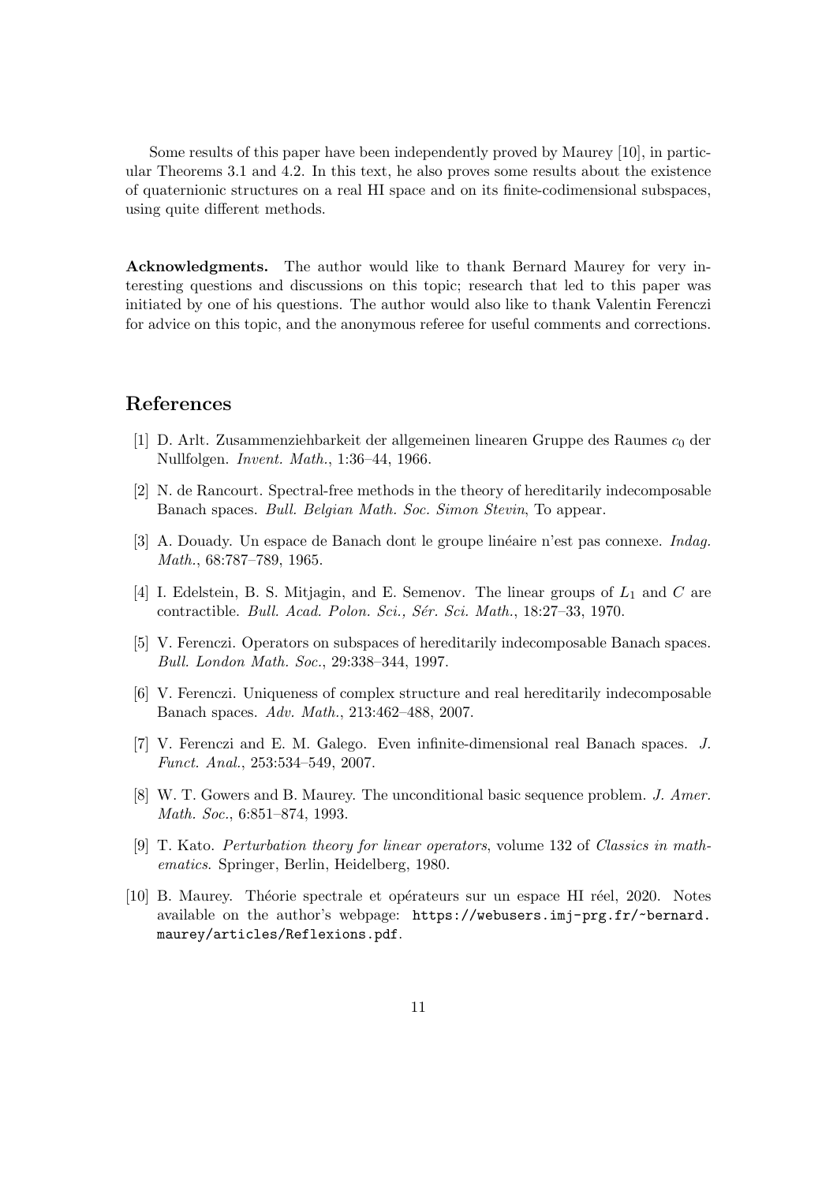Some results of this paper have been independently proved by Maurey [10], in particular Theorems 3.1 and 4.2. In this text, he also proves some results about the existence of quaternionic structures on a real HI space and on its finite-codimensional subspaces, using quite different methods.

**Acknowledgments.** The author would like to thank Bernard Maurey for very interesting questions and discussions on this topic; research that led to this paper was initiated by one of his questions. The author would also like to thank Valentin Ferenczi for advice on this topic, and the anonymous referee for useful comments and corrections.

## References

[1] D. Arlt. Zusammenziehbarkeit der allgemeinen linearen Gruppe des Raumes $c_0$ der Nullfolgen. *Invent. Math.*, 1:36–44, 1966.

[2] N. de Rancourt. Spectral-free methods in the theory of hereditarily indecomposable Banach spaces. *Bull. Belgian Math. Soc. Simon Stevin*, To appear.

[3] A. Douady. Un espace de Banach dont le groupe linéaire n'est pas connexe. *Indag. Math.*, 68:787–789, 1965.

[4] I. Edelstein, B. S. Mitjagin, and E. Semenov. The linear groups of $L_1$ and $C$ are contractible. *Bull. Acad. Polon. Sci., Sér. Sci. Math.*, 18:27–33, 1970.

[5] V. Ferenczi. Operators on subspaces of hereditarily indecomposable Banach spaces. *Bull. London Math. Soc.*, 29:338–344, 1997.

[6] V. Ferenczi. Uniqueness of complex structure and real hereditarily indecomposable Banach spaces. *Adv. Math.*, 213:462–488, 2007.

[7] V. Ferenczi and E. M. Galego. Even infinite-dimensional real Banach spaces. *J. Funct. Anal.*, 253:534–549, 2007.

[8] W. T. Gowers and B. Maurey. The unconditional basic sequence problem. *J. Amer. Math. Soc.*, 6:851–874, 1993.

[9] T. Kato. *Perturbation theory for linear operators*, volume 132 of *Classics in mathematics*. Springer, Berlin, Heidelberg, 1980.

[10] B. Maurey. Théorie spectrale et opérateurs sur un espace HI réel, 2020. Notes available on the author's webpage: `https://webusers.imj-prg.fr/~bernard.maurey/articles/Reflexions.pdf`.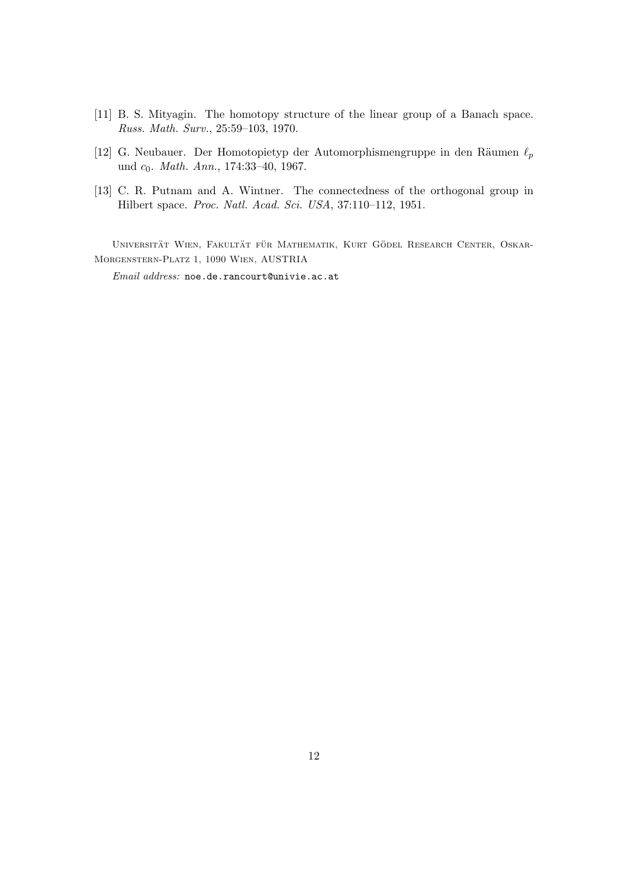[11] B. S. Mityagin. The homotopy structure of the linear group of a Banach space. *Russ. Math. Surv.*, 25:59–103, 1970.

[12] G. Neubauer. Der Homotopietyp der Automorphismengruppe in den Räumen $\ell_p$ und $c_0$. *Math. Ann.*, 174:33–40, 1967.

[13] C. R. Putnam and A. Wintner. The connectedness of the orthogonal group in Hilbert space. *Proc. Natl. Acad. Sci. USA*, 37:110–112, 1951.

Universität Wien, Fakultät für Mathematik, Kurt Gödel Research Center, Oskar-Morgenstern-Platz 1, 1090 Wien, AUSTRIA

*Email address:* noe.de.rancourt@univie.ac.at